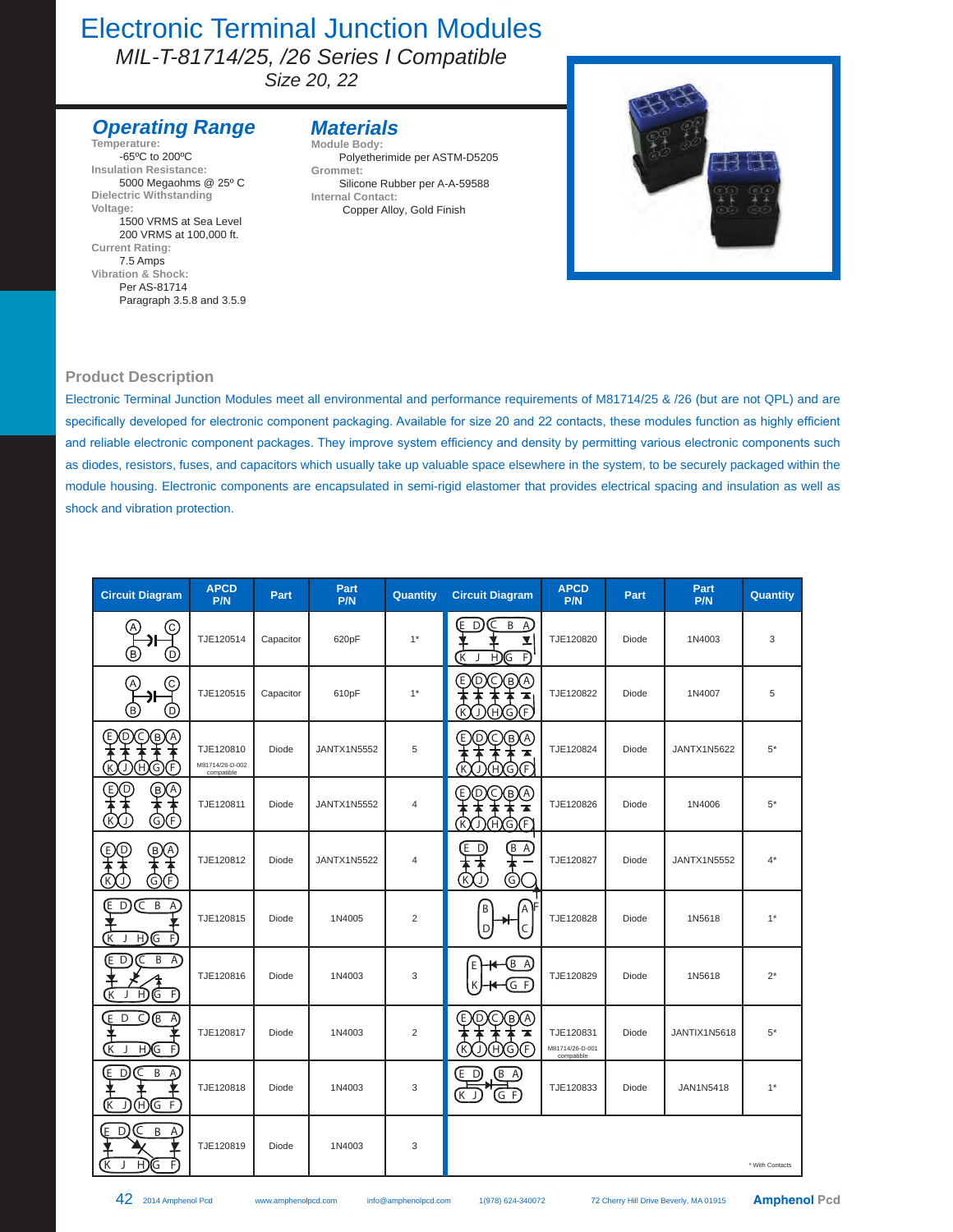# Electronic Terminal Junction Modules

*MIL-T-81714/25, /26 Series I Compatible*

*Size 20, 22*

## Operating Range

**Temperature:**
-65ºC to 200ºC

**Insulation Resistance:**
5000 Megaohms @ 25º C

**Dielectric Withstanding Voltage:**
1500 VRMS at Sea Level
200 VRMS at 100,000 ft.

**Current Rating:**
7.5 Amps

**Vibration & Shock:**
Per AS-81714
Paragraph 3.5.8 and 3.5.9

## Materials

**Module Body:**
Polyetherimide per ASTM-D5205

**Grommet:**
Silicone Rubber per A-A-59588

**Internal Contact:**
Copper Alloy, Gold Finish

## Product Description

Electronic Terminal Junction Modules meet all environmental and performance requirements of M81714/25 & /26 (but are not QPL) and are specifically developed for electronic component packaging. Available for size 20 and 22 contacts, these modules function as highly efficient and reliable electronic component packages. They improve system efficiency and density by permitting various electronic components such as diodes, resistors, fuses, and capacitors which usually take up valuable space elsewhere in the system, to be securely packaged within the module housing. Electronic components are encapsulated in semi-rigid elastomer that provides electrical spacing and insulation as well as shock and vibration protection.

| Circuit Diagram | APCD P/N | Part | Part P/N | Quantity | Circuit Diagram | APCD P/N | Part | Part P/N | Quantity |
|---|---|---|---|---|---|---|---|---|---|
| | TJE120514 | Capacitor | 620pF | 1* | | TJE120820 | Diode | 1N4003 | 3 |
| | TJE120515 | Capacitor | 610pF | 1* | | TJE120822 | Diode | 1N4007 | 5 |
| | TJE120810 M81714/26-D-002 compatible | Diode | JANTX1N5552 | 5 | | TJE120824 | Diode | JANTX1N5622 | 5* |
| | TJE120811 | Diode | JANTX1N5552 | 4 | | TJE120826 | Diode | 1N4006 | 5* |
| | TJE120812 | Diode | JANTX1N5522 | 4 | | TJE120827 | Diode | JANTX1N5552 | 4* |
| | TJE120815 | Diode | 1N4005 | 2 | | TJE120828 | Diode | 1N5618 | 1* |
| | TJE120816 | Diode | 1N4003 | 3 | | TJE120829 | Diode | 1N5618 | 2* |
| | TJE120817 | Diode | 1N4003 | 2 | | TJE120831 M81714/26-D-001 compatible | Diode | JANTIX1N5618 | 5* |
| | TJE120818 | Diode | 1N4003 | 3 | | TJE120833 | Diode | JAN1N5418 | 1* |
| | TJE120819 | Diode | 1N4003 | 3 | | | | | |

\* With Contacts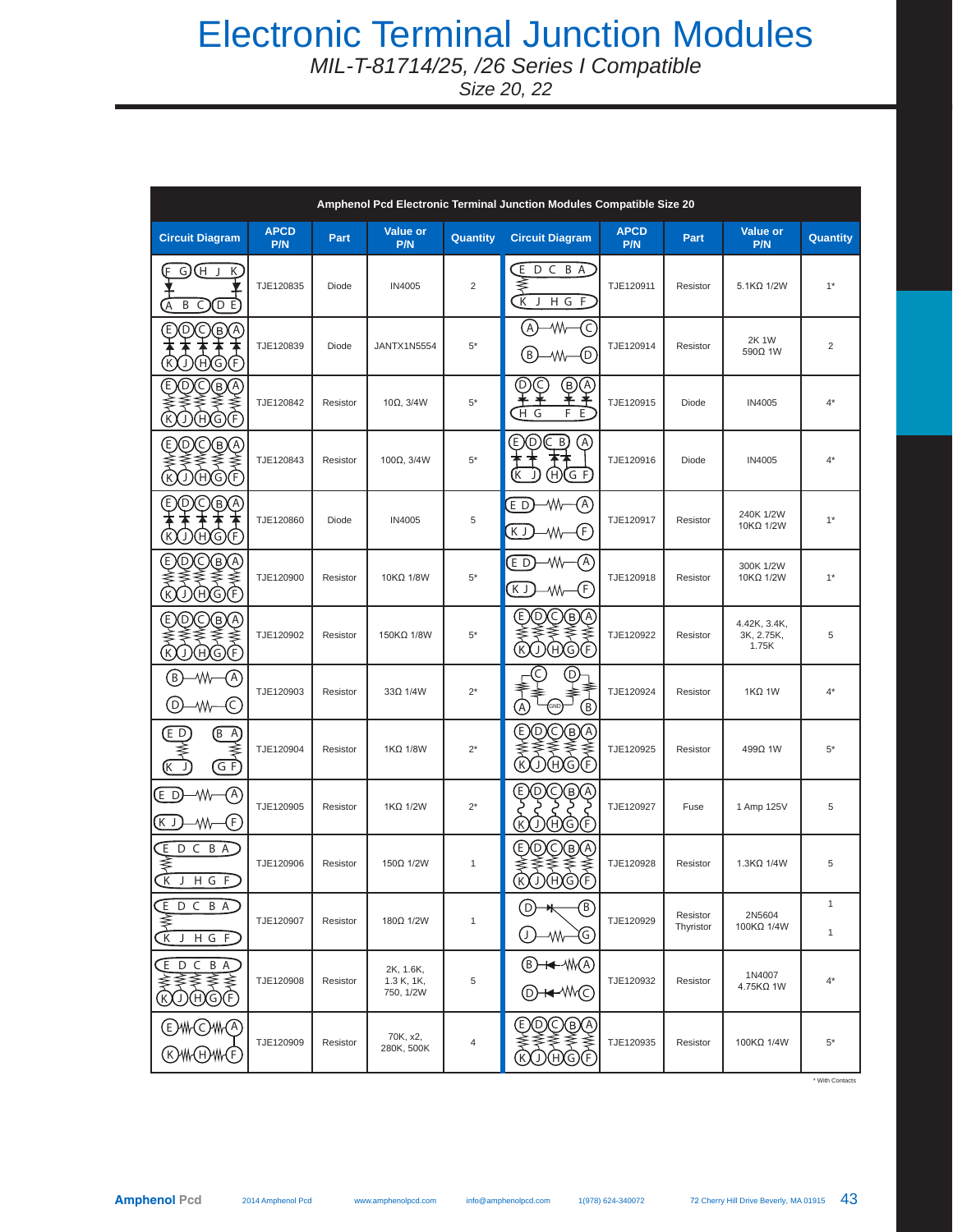# Electronic Terminal Junction Modules

*MIL-T-81714/25, /26 Series I Compatible*

*Size 20, 22*

| Amphenol Pcd Electronic Terminal Junction Modules Compatible Size 20 | | | | | | | | | |
|---|---|---|---|---|---|---|---|---|---|
| **Circuit Diagram** | **APCD P/N** | **Part** | **Value or P/N** | **Quantity** | **Circuit Diagram** | **APCD P/N** | **Part** | **Value or P/N** | **Quantity** |
| | TJE120835 | Diode | IN4005 | 2 | | TJE120911 | Resistor | 5.1KΩ 1/2W | 1* |
| | TJE120839 | Diode | JANTX1N5554 | 5* | | TJE120914 | Resistor | 2K 1W 590Ω 1W | 2 |
| | TJE120842 | Resistor | 10Ω, 3/4W | 5* | | TJE120915 | Diode | IN4005 | 4* |
| | TJE120843 | Resistor | 100Ω, 3/4W | 5* | | TJE120916 | Diode | IN4005 | 4* |
| | TJE120860 | Diode | IN4005 | 5 | | TJE120917 | Resistor | 240K 1/2W 10KΩ 1/2W | 1* |
| | TJE120900 | Resistor | 10KΩ 1/8W | 5* | | TJE120918 | Resistor | 300K 1/2W 10KΩ 1/2W | 1* |
| | TJE120902 | Resistor | 150KΩ 1/8W | 5* | | TJE120922 | Resistor | 4.42K, 3.4K, 3K, 2.75K, 1.75K | 5 |
| | TJE120903 | Resistor | 33Ω 1/4W | 2* | | TJE120924 | Resistor | 1KΩ 1W | 4* |
| | TJE120904 | Resistor | 1KΩ 1/8W | 2* | | TJE120925 | Resistor | 499Ω 1W | 5* |
| | TJE120905 | Resistor | 1KΩ 1/2W | 2* | | TJE120927 | Fuse | 1 Amp 125V | 5 |
| | TJE120906 | Resistor | 150Ω 1/2W | 1 | | TJE120928 | Resistor | 1.3KΩ 1/4W | 5 |
| | TJE120907 | Resistor | 180Ω 1/2W | 1 | | TJE120929 | Resistor Thyristor | 2N5604 100KΩ 1/4W | 1 1 |
| | TJE120908 | Resistor | 2K, 1.6K, 1.3 K, 1K, 750, 1/2W | 5 | | TJE120932 | Resistor | 1N4007 4.75KΩ 1W | 4* |
| | TJE120909 | Resistor | 70K, x2, 280K, 500K | 4 | | TJE120935 | Resistor | 100KΩ 1/4W | 5* |

\* With Contacts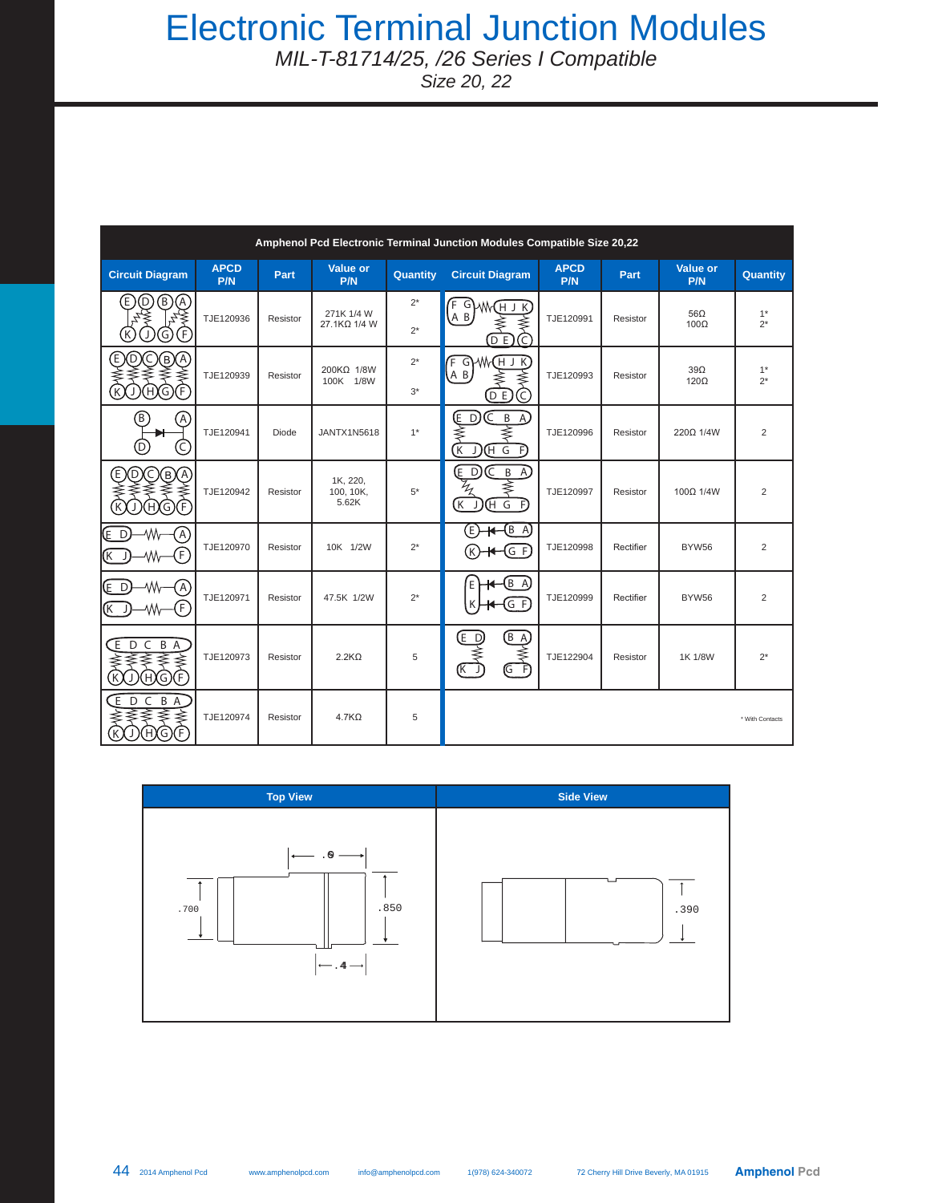# Electronic Terminal Junction Modules

*MIL-T-81714/25, /26 Series I Compatible*

*Size 20, 22*

**Amphenol Pcd Electronic Terminal Junction Modules Compatible Size 20,22**

| Circuit Diagram | APCD P/N | Part | Value or P/N | Quantity | Circuit Diagram | APCD P/N | Part | Value or P/N | Quantity |
|---|---|---|---|---|---|---|---|---|---|
| | TJE120936 | Resistor | 271K 1/4 W<br>27.1KΩ 1/4 W | 2*<br>2* | | TJE120991 | Resistor | 56Ω<br>100Ω | 1*<br>2* |
| | TJE120939 | Resistor | 200KΩ 1/8W<br>100K 1/8W | 2*<br>3* | | TJE120993 | Resistor | 39Ω<br>120Ω | 1*<br>2* |
| | TJE120941 | Diode | JANTX1N5618 | 1* | | TJE120996 | Resistor | 220Ω 1/4W | 2 |
| | TJE120942 | Resistor | 1K, 220,<br>100, 10K,<br>5.62K | 5* | | TJE120997 | Resistor | 100Ω 1/4W | 2 |
| | TJE120970 | Resistor | 10K 1/2W | 2* | | TJE120998 | Rectifier | BYW56 | 2 |
| | TJE120971 | Resistor | 47.5K 1/2W | 2* | | TJE120999 | Rectifier | BYW56 | 2 |
| | TJE120973 | Resistor | 2.2KΩ | 5 | | TJE122904 | Resistor | 1K 1/8W | 2* |
| | TJE120974 | Resistor | 4.7KΩ | 5 | | | | | |

\* With Contacts

| Top View | Side View |
|---|---|
| .700<br>.850<br>.9<br>.4 | .390 |